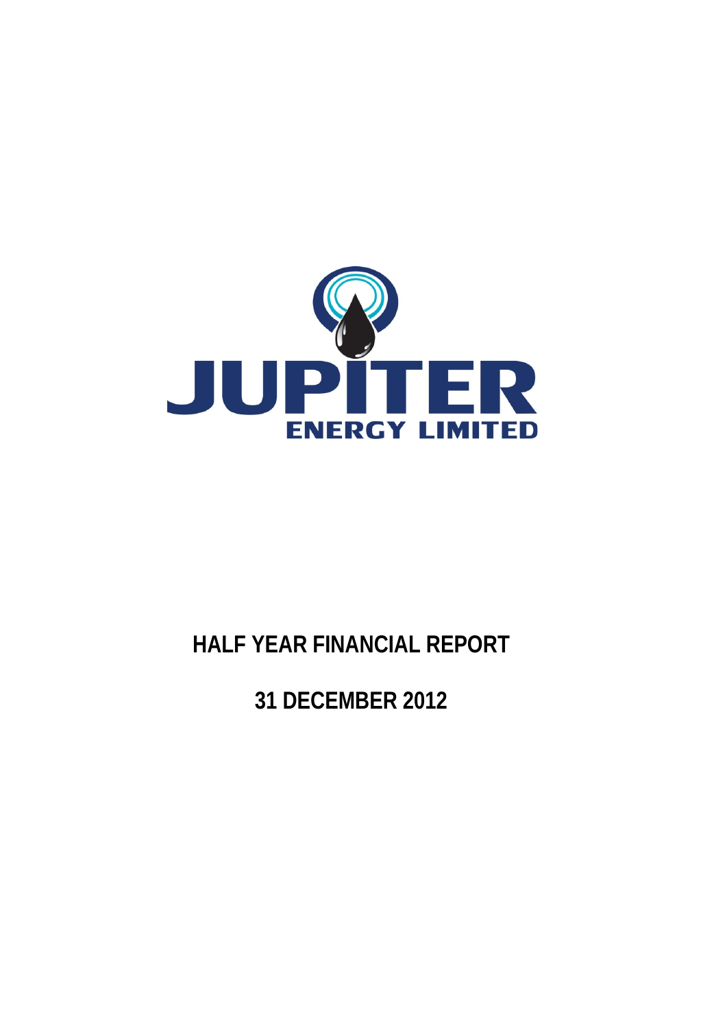# JUPITER ENERGY LIMITED

# HALF YEAR FINANCIAL REPORT

# 31 DECEMBER 2012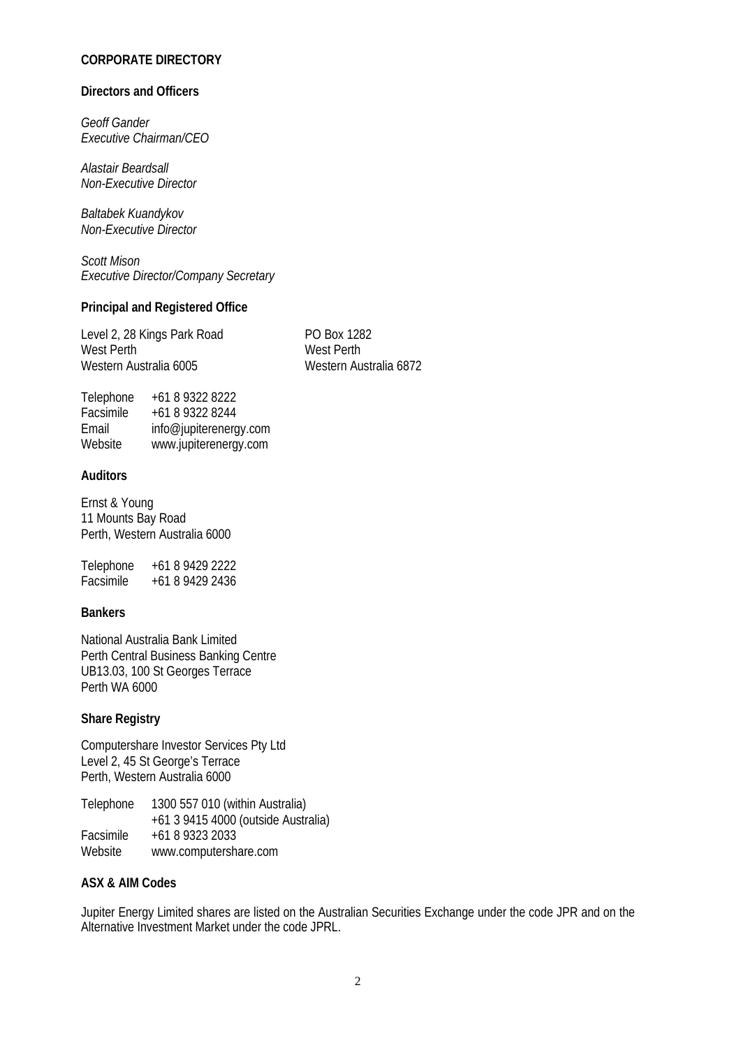# CORPORATE DIRECTORY

## Directors and Officers

*Geoff Gander*
*Executive Chairman/CEO*

*Alastair Beardsall*
*Non-Executive Director*

*Baltabek Kuandykov*
*Non-Executive Director*

*Scott Mison*
*Executive Director/Company Secretary*

## Principal and Registered Office

Level 2, 28 Kings Park Road
West Perth
Western Australia 6005

PO Box 1282
West Perth
Western Australia 6872

| | |
|---|---|
| Telephone | +61 8 9322 8222 |
| Facsimile | +61 8 9322 8244 |
| Email | info@jupiterenergy.com |
| Website | www.jupiterenergy.com |

## Auditors

Ernst & Young
11 Mounts Bay Road
Perth, Western Australia 6000

| | |
|---|---|
| Telephone | +61 8 9429 2222 |
| Facsimile | +61 8 9429 2436 |

## Bankers

National Australia Bank Limited
Perth Central Business Banking Centre
UB13.03, 100 St Georges Terrace
Perth WA 6000

## Share Registry

Computershare Investor Services Pty Ltd
Level 2, 45 St George's Terrace
Perth, Western Australia 6000

| | |
|---|---|
| Telephone | 1300 557 010 (within Australia) |
| | +61 3 9415 4000 (outside Australia) |
| Facsimile | +61 8 9323 2033 |
| Website | www.computershare.com |

## ASX & AIM Codes

Jupiter Energy Limited shares are listed on the Australian Securities Exchange under the code JPR and on the Alternative Investment Market under the code JPRL.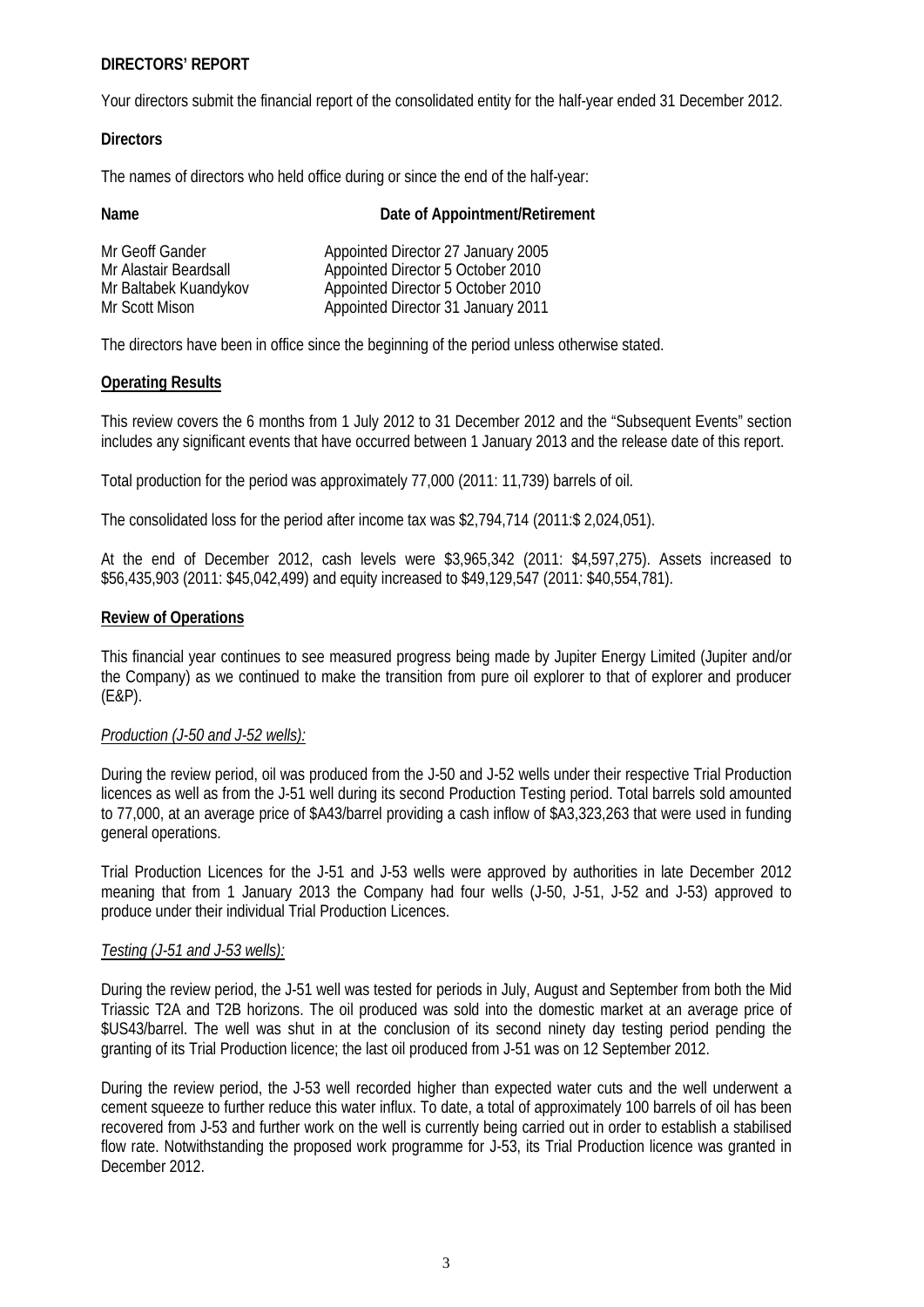**DIRECTORS' REPORT**

Your directors submit the financial report of the consolidated entity for the half-year ended 31 December 2012.

**Directors**

The names of directors who held office during or since the end of the half-year:

| Name | Date of Appointment/Retirement |
|---|---|
| Mr Geoff Gander | Appointed Director 27 January 2005 |
| Mr Alastair Beardsall | Appointed Director 5 October 2010 |
| Mr Baltabek Kuandykov | Appointed Director 5 October 2010 |
| Mr Scott Mison | Appointed Director 31 January 2011 |

The directors have been in office since the beginning of the period unless otherwise stated.

**Operating Results**

This review covers the 6 months from 1 July 2012 to 31 December 2012 and the "Subsequent Events" section includes any significant events that have occurred between 1 January 2013 and the release date of this report.

Total production for the period was approximately 77,000 (2011: 11,739) barrels of oil.

The consolidated loss for the period after income tax was $2,794,714 (2011:$ 2,024,051).

At the end of December 2012, cash levels were $3,965,342 (2011: $4,597,275). Assets increased to $56,435,903 (2011: $45,042,499) and equity increased to $49,129,547 (2011: $40,554,781).

**Review of Operations**

This financial year continues to see measured progress being made by Jupiter Energy Limited (Jupiter and/or the Company) as we continued to make the transition from pure oil explorer to that of explorer and producer (E&P).

*Production (J-50 and J-52 wells):*

During the review period, oil was produced from the J-50 and J-52 wells under their respective Trial Production licences as well as from the J-51 well during its second Production Testing period. Total barrels sold amounted to 77,000, at an average price of $A43/barrel providing a cash inflow of $A3,323,263 that were used in funding general operations.

Trial Production Licences for the J-51 and J-53 wells were approved by authorities in late December 2012 meaning that from 1 January 2013 the Company had four wells (J-50, J-51, J-52 and J-53) approved to produce under their individual Trial Production Licences.

*Testing (J-51 and J-53 wells):*

During the review period, the J-51 well was tested for periods in July, August and September from both the Mid Triassic T2A and T2B horizons. The oil produced was sold into the domestic market at an average price of $US43/barrel. The well was shut in at the conclusion of its second ninety day testing period pending the granting of its Trial Production licence; the last oil produced from J-51 was on 12 September 2012.

During the review period, the J-53 well recorded higher than expected water cuts and the well underwent a cement squeeze to further reduce this water influx. To date, a total of approximately 100 barrels of oil has been recovered from J-53 and further work on the well is currently being carried out in order to establish a stabilised flow rate. Notwithstanding the proposed work programme for J-53, its Trial Production licence was granted in December 2012.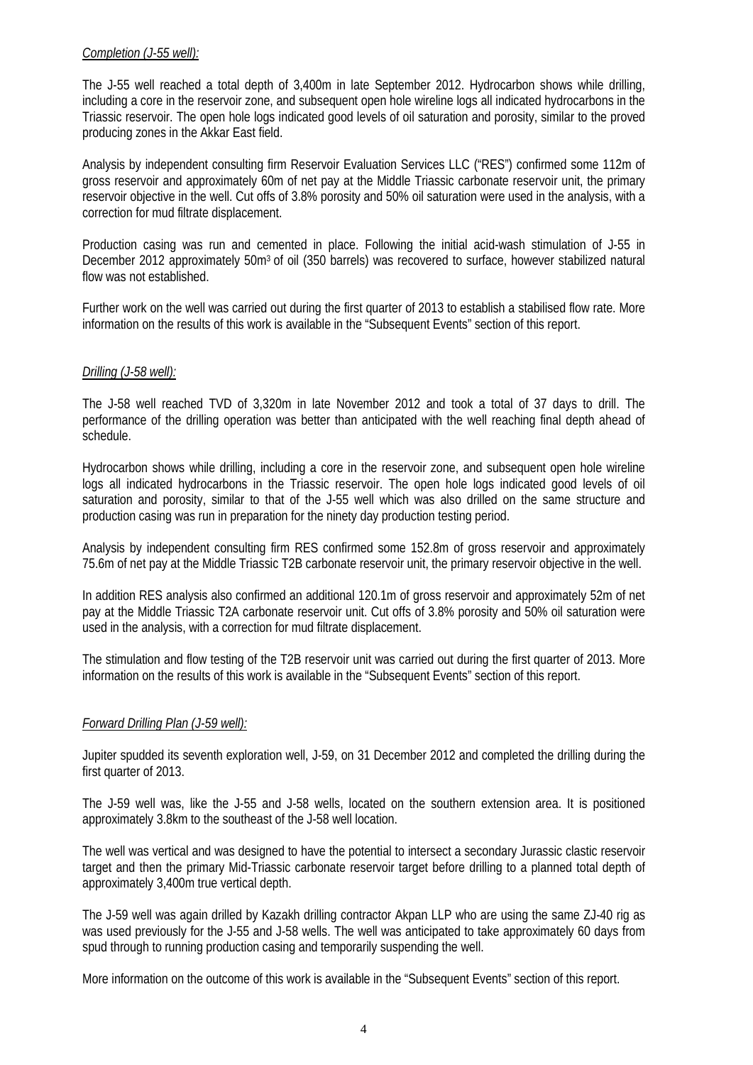*Completion (J-55 well):*

The J-55 well reached a total depth of 3,400m in late September 2012. Hydrocarbon shows while drilling, including a core in the reservoir zone, and subsequent open hole wireline logs all indicated hydrocarbons in the Triassic reservoir. The open hole logs indicated good levels of oil saturation and porosity, similar to the proved producing zones in the Akkar East field.

Analysis by independent consulting firm Reservoir Evaluation Services LLC ("RES") confirmed some 112m of gross reservoir and approximately 60m of net pay at the Middle Triassic carbonate reservoir unit, the primary reservoir objective in the well. Cut offs of 3.8% porosity and 50% oil saturation were used in the analysis, with a correction for mud filtrate displacement.

Production casing was run and cemented in place. Following the initial acid-wash stimulation of J-55 in December 2012 approximately 50m$^3$ of oil (350 barrels) was recovered to surface, however stabilized natural flow was not established.

Further work on the well was carried out during the first quarter of 2013 to establish a stabilised flow rate. More information on the results of this work is available in the "Subsequent Events" section of this report.

*Drilling (J-58 well):*

The J-58 well reached TVD of 3,320m in late November 2012 and took a total of 37 days to drill. The performance of the drilling operation was better than anticipated with the well reaching final depth ahead of schedule.

Hydrocarbon shows while drilling, including a core in the reservoir zone, and subsequent open hole wireline logs all indicated hydrocarbons in the Triassic reservoir. The open hole logs indicated good levels of oil saturation and porosity, similar to that of the J-55 well which was also drilled on the same structure and production casing was run in preparation for the ninety day production testing period.

Analysis by independent consulting firm RES confirmed some 152.8m of gross reservoir and approximately 75.6m of net pay at the Middle Triassic T2B carbonate reservoir unit, the primary reservoir objective in the well.

In addition RES analysis also confirmed an additional 120.1m of gross reservoir and approximately 52m of net pay at the Middle Triassic T2A carbonate reservoir unit. Cut offs of 3.8% porosity and 50% oil saturation were used in the analysis, with a correction for mud filtrate displacement.

The stimulation and flow testing of the T2B reservoir unit was carried out during the first quarter of 2013. More information on the results of this work is available in the "Subsequent Events" section of this report.

*Forward Drilling Plan (J-59 well):*

Jupiter spudded its seventh exploration well, J-59, on 31 December 2012 and completed the drilling during the first quarter of 2013.

The J-59 well was, like the J-55 and J-58 wells, located on the southern extension area. It is positioned approximately 3.8km to the southeast of the J-58 well location.

The well was vertical and was designed to have the potential to intersect a secondary Jurassic clastic reservoir target and then the primary Mid-Triassic carbonate reservoir target before drilling to a planned total depth of approximately 3,400m true vertical depth.

The J-59 well was again drilled by Kazakh drilling contractor Akpan LLP who are using the same ZJ-40 rig as was used previously for the J-55 and J-58 wells. The well was anticipated to take approximately 60 days from spud through to running production casing and temporarily suspending the well.

More information on the outcome of this work is available in the "Subsequent Events" section of this report.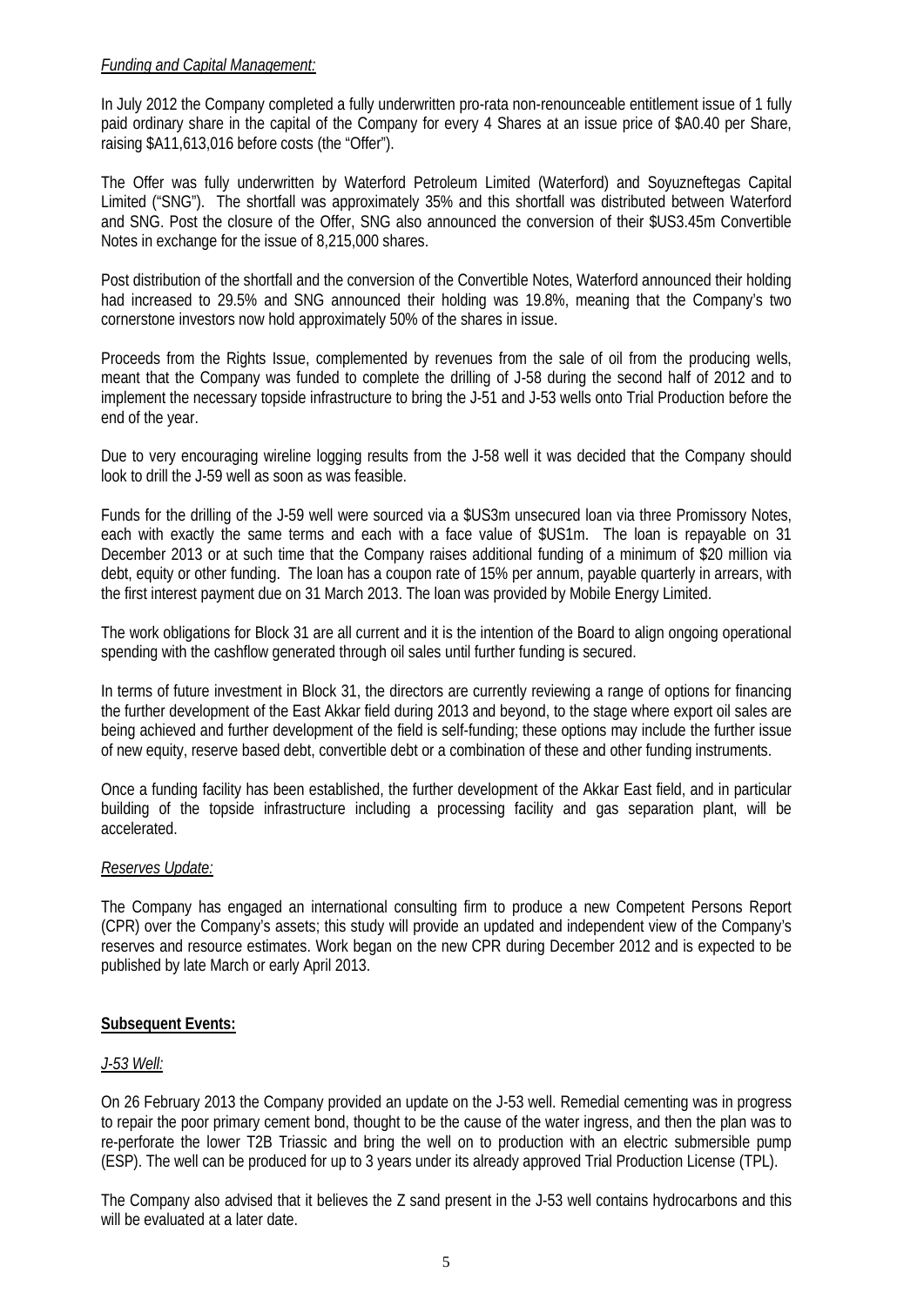*Funding and Capital Management:*

In July 2012 the Company completed a fully underwritten pro-rata non-renounceable entitlement issue of 1 fully paid ordinary share in the capital of the Company for every 4 Shares at an issue price of $A0.40 per Share, raising $A11,613,016 before costs (the "Offer").

The Offer was fully underwritten by Waterford Petroleum Limited (Waterford) and Soyuzneftegas Capital Limited ("SNG"). The shortfall was approximately 35% and this shortfall was distributed between Waterford and SNG. Post the closure of the Offer, SNG also announced the conversion of their $US3.45m Convertible Notes in exchange for the issue of 8,215,000 shares.

Post distribution of the shortfall and the conversion of the Convertible Notes, Waterford announced their holding had increased to 29.5% and SNG announced their holding was 19.8%, meaning that the Company's two cornerstone investors now hold approximately 50% of the shares in issue.

Proceeds from the Rights Issue, complemented by revenues from the sale of oil from the producing wells, meant that the Company was funded to complete the drilling of J-58 during the second half of 2012 and to implement the necessary topside infrastructure to bring the J-51 and J-53 wells onto Trial Production before the end of the year.

Due to very encouraging wireline logging results from the J-58 well it was decided that the Company should look to drill the J-59 well as soon as was feasible.

Funds for the drilling of the J-59 well were sourced via a $US3m unsecured loan via three Promissory Notes, each with exactly the same terms and each with a face value of $US1m. The loan is repayable on 31 December 2013 or at such time that the Company raises additional funding of a minimum of $20 million via debt, equity or other funding. The loan has a coupon rate of 15% per annum, payable quarterly in arrears, with the first interest payment due on 31 March 2013. The loan was provided by Mobile Energy Limited.

The work obligations for Block 31 are all current and it is the intention of the Board to align ongoing operational spending with the cashflow generated through oil sales until further funding is secured.

In terms of future investment in Block 31, the directors are currently reviewing a range of options for financing the further development of the East Akkar field during 2013 and beyond, to the stage where export oil sales are being achieved and further development of the field is self-funding; these options may include the further issue of new equity, reserve based debt, convertible debt or a combination of these and other funding instruments.

Once a funding facility has been established, the further development of the Akkar East field, and in particular building of the topside infrastructure including a processing facility and gas separation plant, will be accelerated.

*Reserves Update:*

The Company has engaged an international consulting firm to produce a new Competent Persons Report (CPR) over the Company's assets; this study will provide an updated and independent view of the Company's reserves and resource estimates. Work began on the new CPR during December 2012 and is expected to be published by late March or early April 2013.

**Subsequent Events:**

*J-53 Well:*

On 26 February 2013 the Company provided an update on the J-53 well. Remedial cementing was in progress to repair the poor primary cement bond, thought to be the cause of the water ingress, and then the plan was to re-perforate the lower T2B Triassic and bring the well on to production with an electric submersible pump (ESP). The well can be produced for up to 3 years under its already approved Trial Production License (TPL).

The Company also advised that it believes the Z sand present in the J-53 well contains hydrocarbons and this will be evaluated at a later date.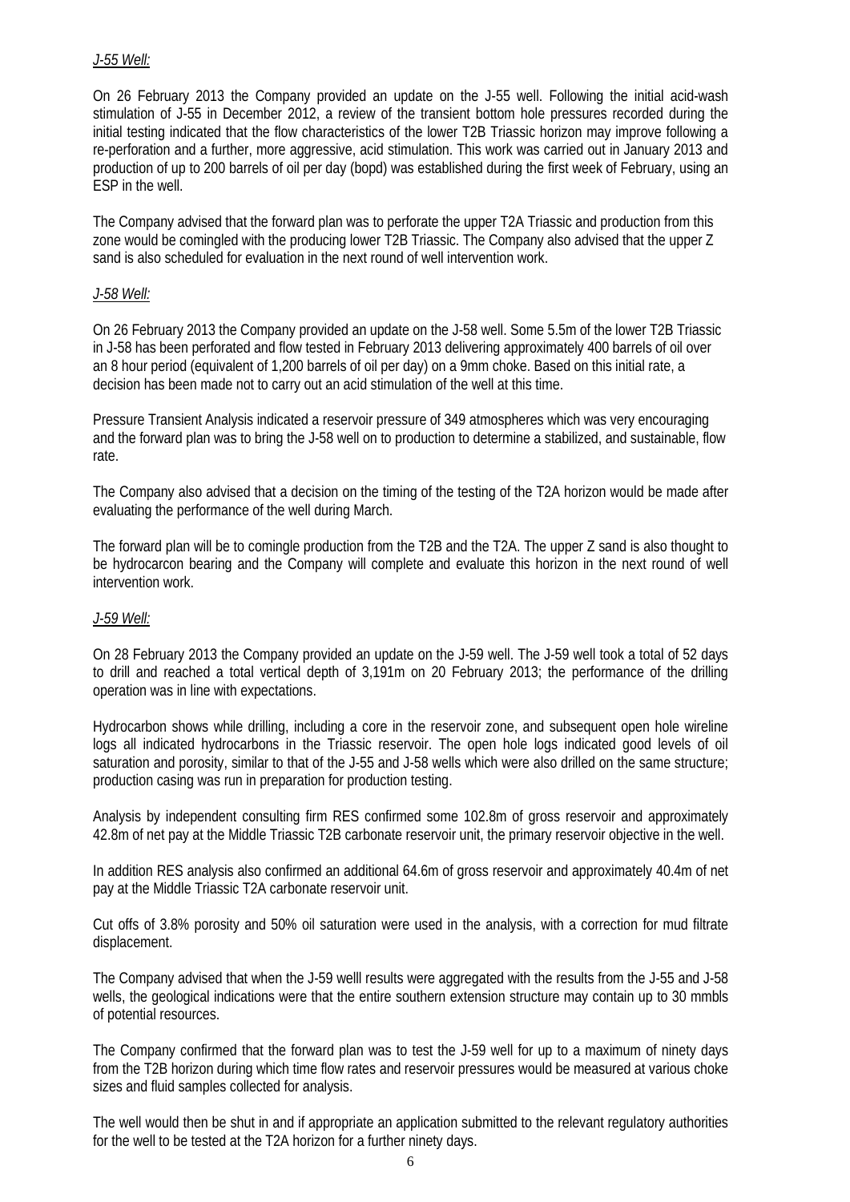*J-55 Well:*

On 26 February 2013 the Company provided an update on the J-55 well. Following the initial acid-wash stimulation of J-55 in December 2012, a review of the transient bottom hole pressures recorded during the initial testing indicated that the flow characteristics of the lower T2B Triassic horizon may improve following a re-perforation and a further, more aggressive, acid stimulation. This work was carried out in January 2013 and production of up to 200 barrels of oil per day (bopd) was established during the first week of February, using an ESP in the well.

The Company advised that the forward plan was to perforate the upper T2A Triassic and production from this zone would be comingled with the producing lower T2B Triassic. The Company also advised that the upper Z sand is also scheduled for evaluation in the next round of well intervention work.

*J-58 Well:*

On 26 February 2013 the Company provided an update on the J-58 well. Some 5.5m of the lower T2B Triassic in J-58 has been perforated and flow tested in February 2013 delivering approximately 400 barrels of oil over an 8 hour period (equivalent of 1,200 barrels of oil per day) on a 9mm choke. Based on this initial rate, a decision has been made not to carry out an acid stimulation of the well at this time.

Pressure Transient Analysis indicated a reservoir pressure of 349 atmospheres which was very encouraging and the forward plan was to bring the J-58 well on to production to determine a stabilized, and sustainable, flow rate.

The Company also advised that a decision on the timing of the testing of the T2A horizon would be made after evaluating the performance of the well during March.

The forward plan will be to comingle production from the T2B and the T2A. The upper Z sand is also thought to be hydrocarcon bearing and the Company will complete and evaluate this horizon in the next round of well intervention work.

*J-59 Well:*

On 28 February 2013 the Company provided an update on the J-59 well. The J-59 well took a total of 52 days to drill and reached a total vertical depth of 3,191m on 20 February 2013; the performance of the drilling operation was in line with expectations.

Hydrocarbon shows while drilling, including a core in the reservoir zone, and subsequent open hole wireline logs all indicated hydrocarbons in the Triassic reservoir. The open hole logs indicated good levels of oil saturation and porosity, similar to that of the J-55 and J-58 wells which were also drilled on the same structure; production casing was run in preparation for production testing.

Analysis by independent consulting firm RES confirmed some 102.8m of gross reservoir and approximately 42.8m of net pay at the Middle Triassic T2B carbonate reservoir unit, the primary reservoir objective in the well.

In addition RES analysis also confirmed an additional 64.6m of gross reservoir and approximately 40.4m of net pay at the Middle Triassic T2A carbonate reservoir unit.

Cut offs of 3.8% porosity and 50% oil saturation were used in the analysis, with a correction for mud filtrate displacement.

The Company advised that when the J-59 welll results were aggregated with the results from the J-55 and J-58 wells, the geological indications were that the entire southern extension structure may contain up to 30 mmbls of potential resources.

The Company confirmed that the forward plan was to test the J-59 well for up to a maximum of ninety days from the T2B horizon during which time flow rates and reservoir pressures would be measured at various choke sizes and fluid samples collected for analysis.

The well would then be shut in and if appropriate an application submitted to the relevant regulatory authorities for the well to be tested at the T2A horizon for a further ninety days.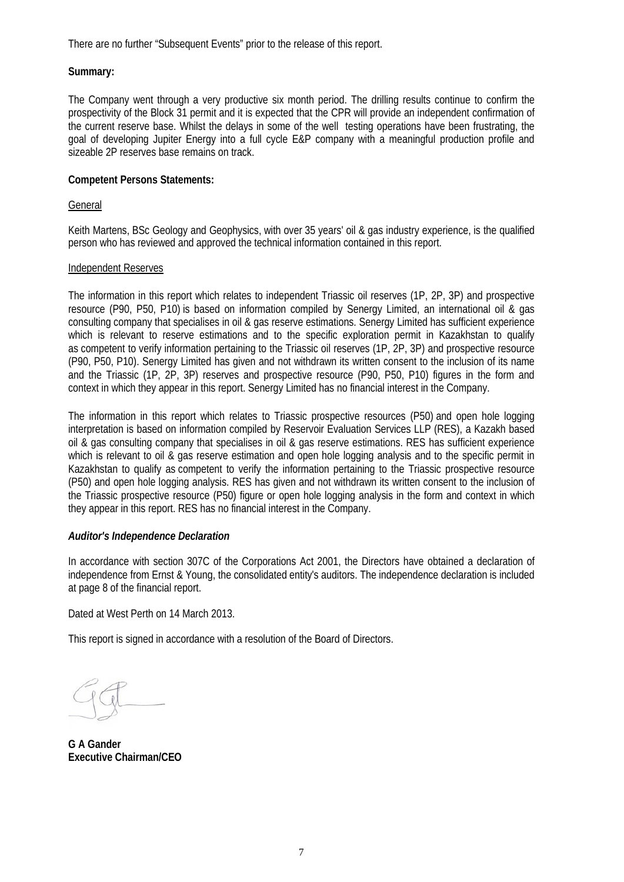There are no further "Subsequent Events" prior to the release of this report.

**Summary:**

The Company went through a very productive six month period. The drilling results continue to confirm the prospectivity of the Block 31 permit and it is expected that the CPR will provide an independent confirmation of the current reserve base. Whilst the delays in some of the well testing operations have been frustrating, the goal of developing Jupiter Energy into a full cycle E&P company with a meaningful production profile and sizeable 2P reserves base remains on track.

**Competent Persons Statements:**

General

Keith Martens, BSc Geology and Geophysics, with over 35 years' oil & gas industry experience, is the qualified person who has reviewed and approved the technical information contained in this report.

Independent Reserves

The information in this report which relates to independent Triassic oil reserves (1P, 2P, 3P) and prospective resource (P90, P50, P10) is based on information compiled by Senergy Limited, an international oil & gas consulting company that specialises in oil & gas reserve estimations. Senergy Limited has sufficient experience which is relevant to reserve estimations and to the specific exploration permit in Kazakhstan to qualify as competent to verify information pertaining to the Triassic oil reserves (1P, 2P, 3P) and prospective resource (P90, P50, P10). Senergy Limited has given and not withdrawn its written consent to the inclusion of its name and the Triassic (1P, 2P, 3P) reserves and prospective resource (P90, P50, P10) figures in the form and context in which they appear in this report. Senergy Limited has no financial interest in the Company.

The information in this report which relates to Triassic prospective resources (P50) and open hole logging interpretation is based on information compiled by Reservoir Evaluation Services LLP (RES), a Kazakh based oil & gas consulting company that specialises in oil & gas reserve estimations. RES has sufficient experience which is relevant to oil & gas reserve estimation and open hole logging analysis and to the specific permit in Kazakhstan to qualify as competent to verify the information pertaining to the Triassic prospective resource (P50) and open hole logging analysis. RES has given and not withdrawn its written consent to the inclusion of the Triassic prospective resource (P50) figure or open hole logging analysis in the form and context in which they appear in this report. RES has no financial interest in the Company.

***Auditor's Independence Declaration***

In accordance with section 307C of the Corporations Act 2001, the Directors have obtained a declaration of independence from Ernst & Young, the consolidated entity's auditors. The independence declaration is included at page 8 of the financial report.

Dated at West Perth on 14 March 2013.

This report is signed in accordance with a resolution of the Board of Directors.

**G A Gander**
**Executive Chairman/CEO**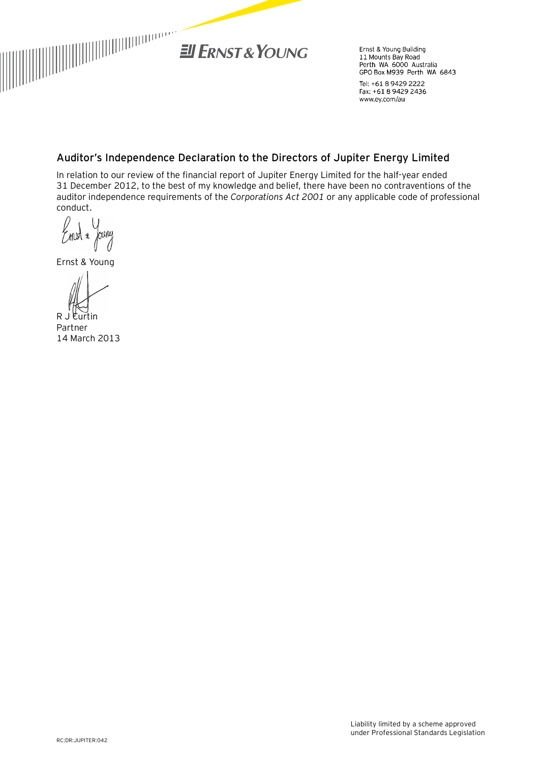Ernst & Young Building
11 Mounts Bay Road
Perth WA 6000 Australia
GPO Box M939 Perth WA 6843

Tel: +61 8 9429 2222
Fax: +61 8 9429 2436
www.ey.com/au

## Auditor's Independence Declaration to the Directors of Jupiter Energy Limited

In relation to our review of the financial report of Jupiter Energy Limited for the half-year ended 31 December 2012, to the best of my knowledge and belief, there have been no contraventions of the auditor independence requirements of the *Corporations Act 2001* or any applicable code of professional conduct.

Ernst & Young

R J Curtin
Partner
14 March 2013

RC:DR:JUPITER:042

Liability limited by a scheme approved under Professional Standards Legislation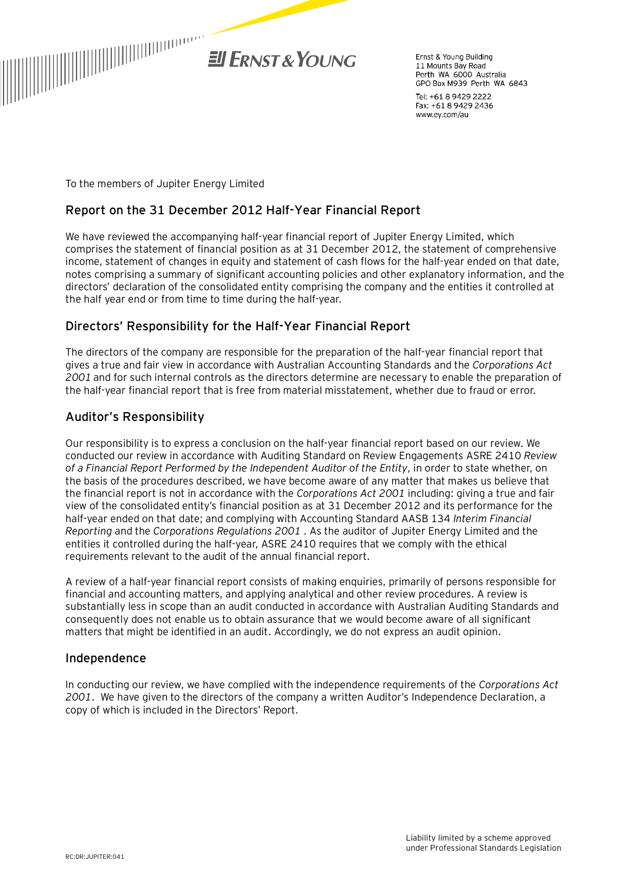**Ernst & Young**

Ernst & Young Building
11 Mounts Bay Road
Perth WA 6000 Australia
GPO Box M939 Perth WA 6843

Tel: +61 8 9429 2222
Fax: +61 8 9429 2436
www.ey.com/au

To the members of Jupiter Energy Limited

## Report on the 31 December 2012 Half-Year Financial Report

We have reviewed the accompanying half-year financial report of Jupiter Energy Limited, which comprises the statement of financial position as at 31 December 2012, the statement of comprehensive income, statement of changes in equity and statement of cash flows for the half-year ended on that date, notes comprising a summary of significant accounting policies and other explanatory information, and the directors' declaration of the consolidated entity comprising the company and the entities it controlled at the half year end or from time to time during the half-year.

## Directors' Responsibility for the Half-Year Financial Report

The directors of the company are responsible for the preparation of the half-year financial report that gives a true and fair view in accordance with Australian Accounting Standards and the *Corporations Act 2001* and for such internal controls as the directors determine are necessary to enable the preparation of the half-year financial report that is free from material misstatement, whether due to fraud or error.

## Auditor's Responsibility

Our responsibility is to express a conclusion on the half-year financial report based on our review. We conducted our review in accordance with Auditing Standard on Review Engagements ASRE 2410 *Review of a Financial Report Performed by the Independent Auditor of the Entity*, in order to state whether, on the basis of the procedures described, we have become aware of any matter that makes us believe that the financial report is not in accordance with the *Corporations Act 2001* including: giving a true and fair view of the consolidated entity's financial position as at 31 December 2012 and its performance for the half-year ended on that date; and complying with Accounting Standard AASB 134 *Interim Financial Reporting* and the *Corporations Regulations 2001* . As the auditor of Jupiter Energy Limited and the entities it controlled during the half-year, ASRE 2410 requires that we comply with the ethical requirements relevant to the audit of the annual financial report.

A review of a half-year financial report consists of making enquiries, primarily of persons responsible for financial and accounting matters, and applying analytical and other review procedures. A review is substantially less in scope than an audit conducted in accordance with Australian Auditing Standards and consequently does not enable us to obtain assurance that we would become aware of all significant matters that might be identified in an audit. Accordingly, we do not express an audit opinion.

## Independence

In conducting our review, we have complied with the independence requirements of the *Corporations Act 2001*. We have given to the directors of the company a written Auditor's Independence Declaration, a copy of which is included in the Directors' Report.

RC:DR:JUPITER:041

Liability limited by a scheme approved under Professional Standards Legislation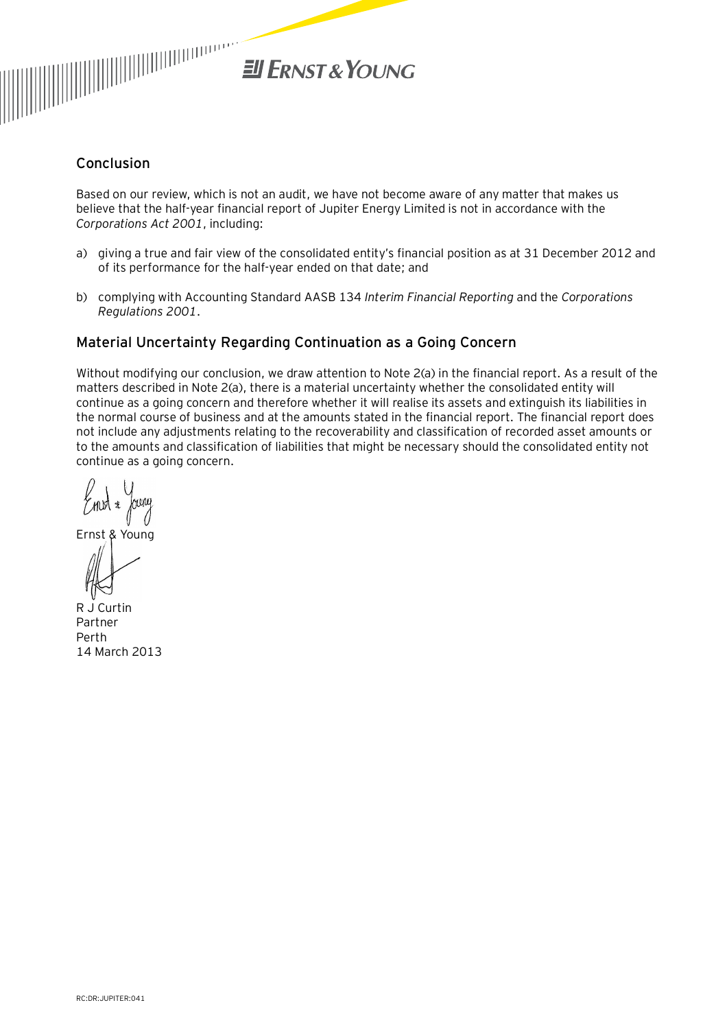## Conclusion

Based on our review, which is not an audit, we have not become aware of any matter that makes us believe that the half-year financial report of Jupiter Energy Limited is not in accordance with the *Corporations Act 2001*, including:

a) giving a true and fair view of the consolidated entity's financial position as at 31 December 2012 and of its performance for the half-year ended on that date; and

b) complying with Accounting Standard AASB 134 *Interim Financial Reporting* and the *Corporations Regulations 2001*.

## Material Uncertainty Regarding Continuation as a Going Concern

Without modifying our conclusion, we draw attention to Note 2(a) in the financial report. As a result of the matters described in Note 2(a), there is a material uncertainty whether the consolidated entity will continue as a going concern and therefore whether it will realise its assets and extinguish its liabilities in the normal course of business and at the amounts stated in the financial report. The financial report does not include any adjustments relating to the recoverability and classification of recorded asset amounts or to the amounts and classification of liabilities that might be necessary should the consolidated entity not continue as a going concern.

Ernst & Young

R J Curtin
Partner
Perth
14 March 2013

RC:DR:JUPITER:041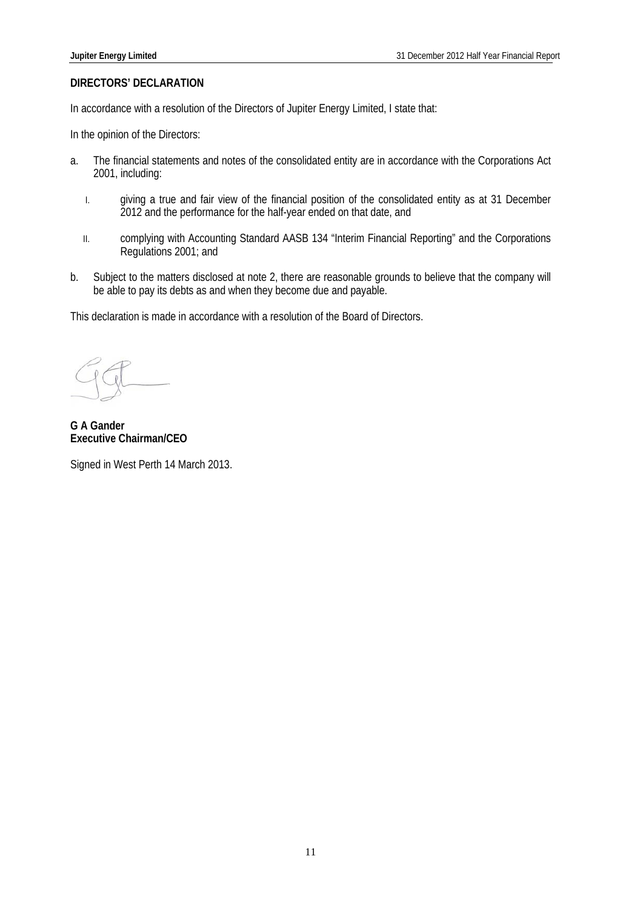## DIRECTORS' DECLARATION

In accordance with a resolution of the Directors of Jupiter Energy Limited, I state that:

In the opinion of the Directors:

a. The financial statements and notes of the consolidated entity are in accordance with the Corporations Act 2001, including:

   I. giving a true and fair view of the financial position of the consolidated entity as at 31 December 2012 and the performance for the half-year ended on that date, and

   II. complying with Accounting Standard AASB 134 "Interim Financial Reporting" and the Corporations Regulations 2001; and

b. Subject to the matters disclosed at note 2, there are reasonable grounds to believe that the company will be able to pay its debts as and when they become due and payable.

This declaration is made in accordance with a resolution of the Board of Directors.

**G A Gander**
**Executive Chairman/CEO**

Signed in West Perth 14 March 2013.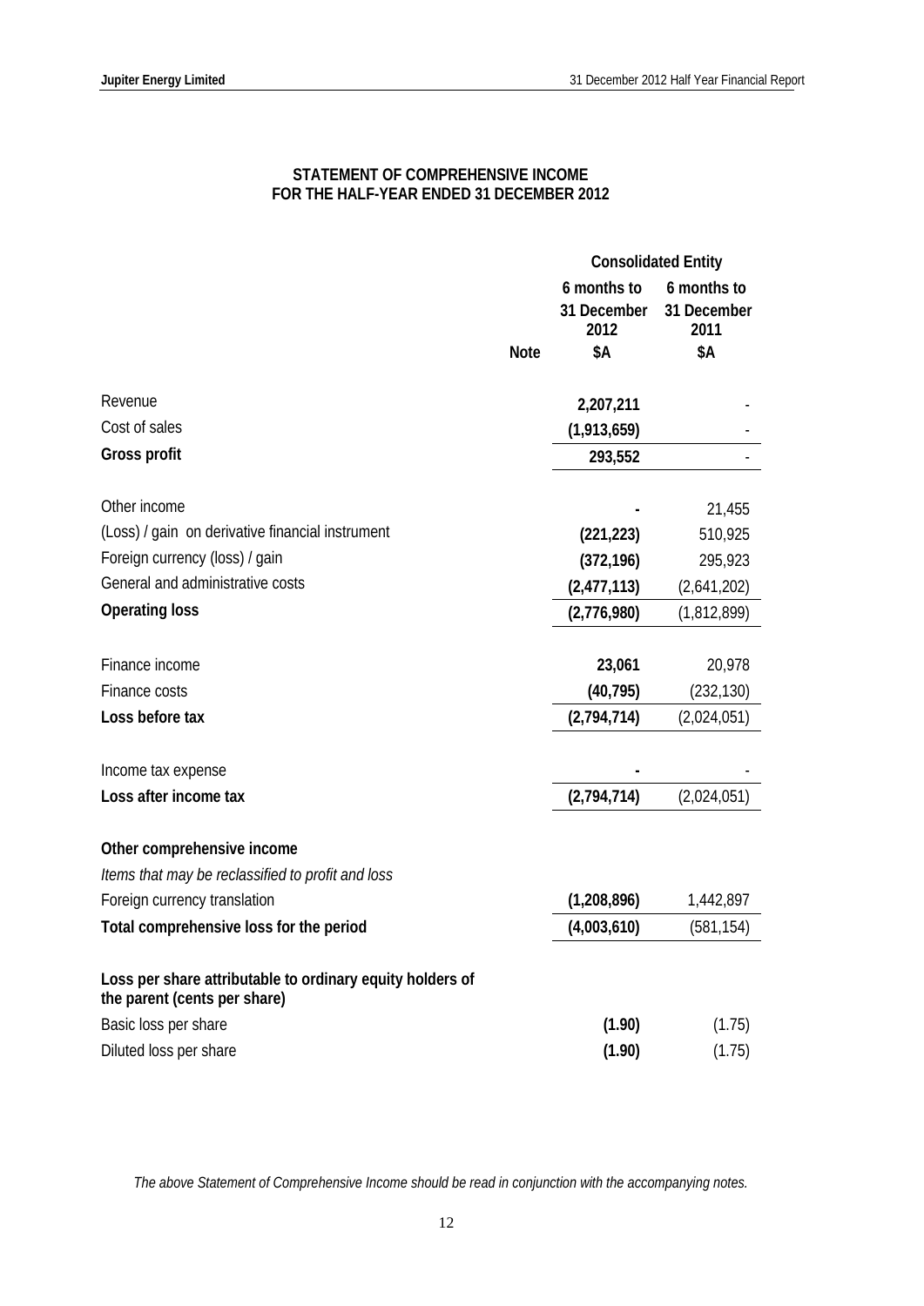## STATEMENT OF COMPREHENSIVE INCOME
## FOR THE HALF-YEAR ENDED 31 DECEMBER 2012

| | Note | Consolidated Entity | |
|---|---|---|---|
| | | 6 months to 31 December 2012 | 6 months to 31 December 2011 |
| | | $A | $A |
| Revenue | | **2,207,211** | - |
| Cost of sales | | **(1,913,659)** | - |
| **Gross profit** | | **293,552** | - |
| Other income | | **-** | 21,455 |
| (Loss) / gain on derivative financial instrument | | **(221,223)** | 510,925 |
| Foreign currency (loss) / gain | | **(372,196)** | 295,923 |
| General and administrative costs | | **(2,477,113)** | (2,641,202) |
| **Operating loss** | | **(2,776,980)** | (1,812,899) |
| Finance income | | **23,061** | 20,978 |
| Finance costs | | **(40,795)** | (232,130) |
| **Loss before tax** | | **(2,794,714)** | (2,024,051) |
| Income tax expense | | **-** | - |
| **Loss after income tax** | | **(2,794,714)** | (2,024,051) |
| **Other comprehensive income** | | | |
| *Items that may be reclassified to profit and loss* | | | |
| Foreign currency translation | | **(1,208,896)** | 1,442,897 |
| **Total comprehensive loss for the period** | | **(4,003,610)** | (581,154) |
| **Loss per share attributable to ordinary equity holders of the parent (cents per share)** | | | |
| Basic loss per share | | **(1.90)** | (1.75) |
| Diluted loss per share | | **(1.90)** | (1.75) |

*The above Statement of Comprehensive Income should be read in conjunction with the accompanying notes.*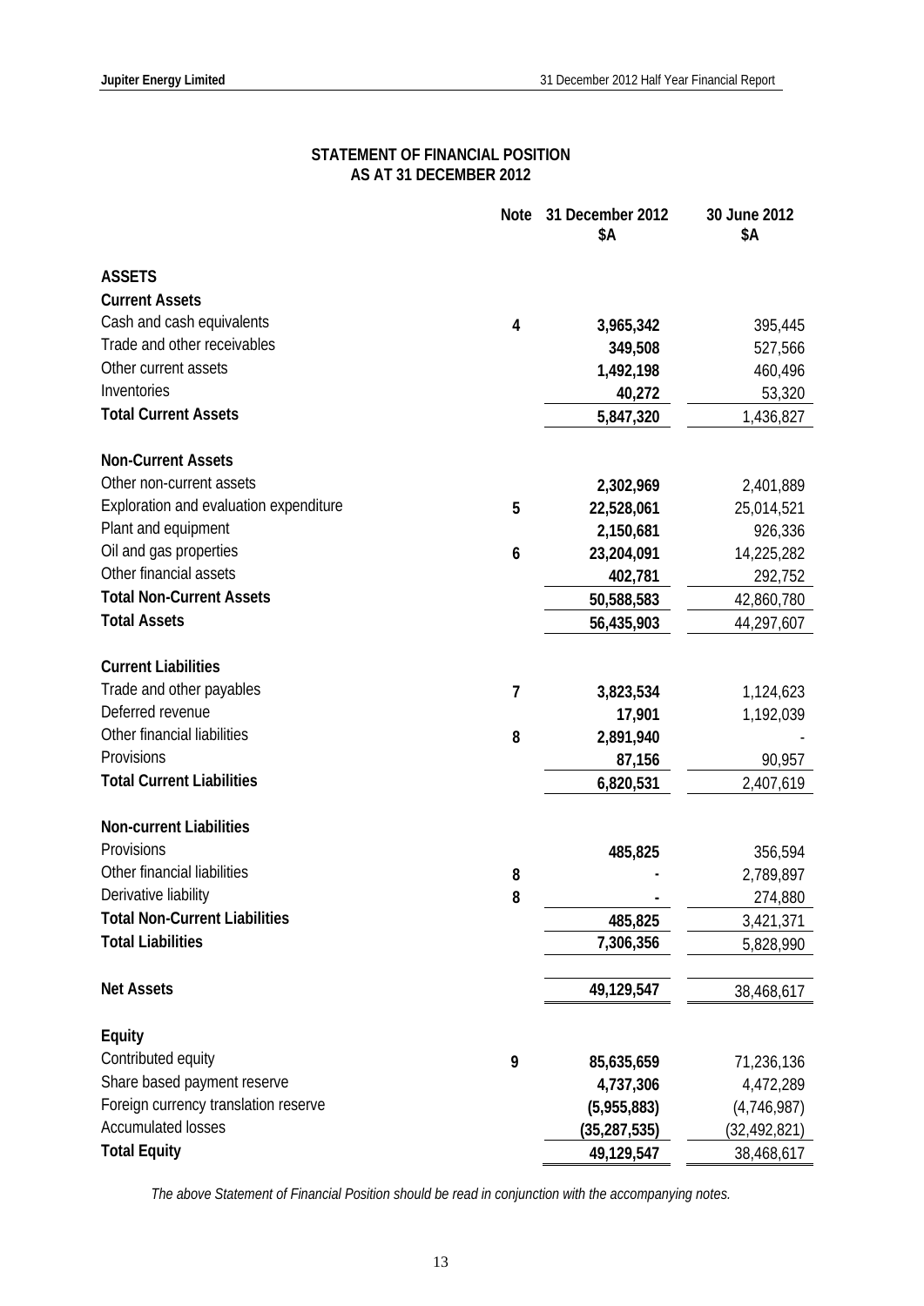# STATEMENT OF FINANCIAL POSITION
## AS AT 31 DECEMBER 2012

| | Note | 31 December 2012 $A | 30 June 2012 $A |
|---|---|---|---|
| **ASSETS** | | | |
| **Current Assets** | | | |
| Cash and cash equivalents | 4 | **3,965,342** | 395,445 |
| Trade and other receivables | | **349,508** | 527,566 |
| Other current assets | | **1,492,198** | 460,496 |
| Inventories | | **40,272** | 53,320 |
| **Total Current Assets** | | **5,847,320** | 1,436,827 |
| | | | |
| **Non-Current Assets** | | | |
| Other non-current assets | | **2,302,969** | 2,401,889 |
| Exploration and evaluation expenditure | 5 | **22,528,061** | 25,014,521 |
| Plant and equipment | | **2,150,681** | 926,336 |
| Oil and gas properties | 6 | **23,204,091** | 14,225,282 |
| Other financial assets | | **402,781** | 292,752 |
| **Total Non-Current Assets** | | **50,588,583** | 42,860,780 |
| **Total Assets** | | **56,435,903** | 44,297,607 |
| | | | |
| **Current Liabilities** | | | |
| Trade and other payables | 7 | **3,823,534** | 1,124,623 |
| Deferred revenue | | **17,901** | 1,192,039 |
| Other financial liabilities | 8 | **2,891,940** | - |
| Provisions | | **87,156** | 90,957 |
| **Total Current Liabilities** | | **6,820,531** | 2,407,619 |
| | | | |
| **Non-current Liabilities** | | | |
| Provisions | | **485,825** | 356,594 |
| Other financial liabilities | 8 | **-** | 2,789,897 |
| Derivative liability | 8 | **-** | 274,880 |
| **Total Non-Current Liabilities** | | **485,825** | 3,421,371 |
| **Total Liabilities** | | **7,306,356** | 5,828,990 |
| | | | |
| **Net Assets** | | **49,129,547** | 38,468,617 |
| | | | |
| **Equity** | | | |
| Contributed equity | 9 | **85,635,659** | 71,236,136 |
| Share based payment reserve | | **4,737,306** | 4,472,289 |
| Foreign currency translation reserve | | **(5,955,883)** | (4,746,987) |
| Accumulated losses | | **(35,287,535)** | (32,492,821) |
| **Total Equity** | | **49,129,547** | 38,468,617 |

*The above Statement of Financial Position should be read in conjunction with the accompanying notes.*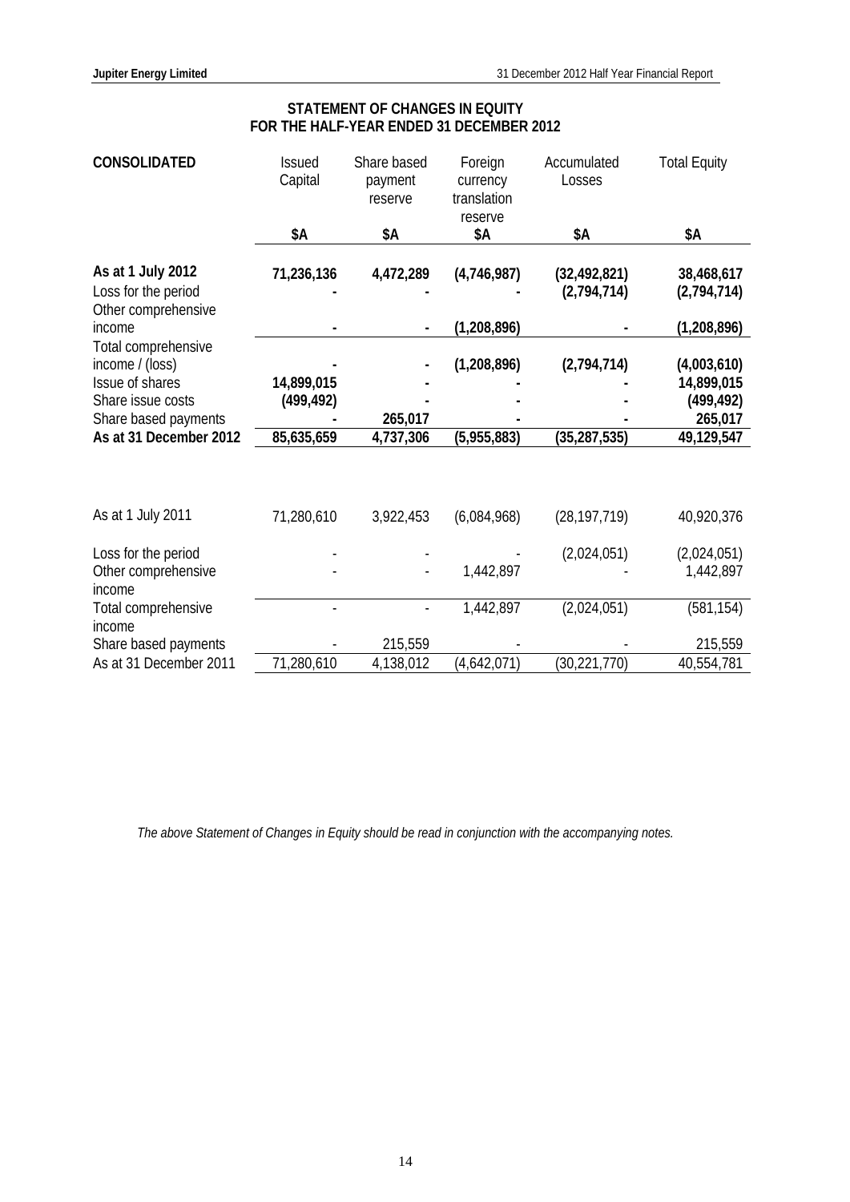## STATEMENT OF CHANGES IN EQUITY
## FOR THE HALF-YEAR ENDED 31 DECEMBER 2012

| **CONSOLIDATED** | Issued Capital | Share based payment reserve | Foreign currency translation reserve | Accumulated Losses | Total Equity |
|---|---|---|---|---|---|
| | **$A** | **$A** | **$A** | **$A** | **$A** |
| **As at 1 July 2012** | **71,236,136** | **4,472,289** | **(4,746,987)** | **(32,492,821)** | **38,468,617** |
| Loss for the period | **-** | **-** | **-** | **(2,794,714)** | **(2,794,714)** |
| Other comprehensive income | **-** | **-** | **(1,208,896)** | **-** | **(1,208,896)** |
| Total comprehensive income / (loss) | **-** | **-** | **(1,208,896)** | **(2,794,714)** | **(4,003,610)** |
| Issue of shares | **14,899,015** | **-** | **-** | **-** | **14,899,015** |
| Share issue costs | **(499,492)** | **-** | **-** | **-** | **(499,492)** |
| Share based payments | **-** | **265,017** | **-** | **-** | **265,017** |
| **As at 31 December 2012** | **85,635,659** | **4,737,306** | **(5,955,883)** | **(35,287,535)** | **49,129,547** |
| | | | | | |
| As at 1 July 2011 | 71,280,610 | 3,922,453 | (6,084,968) | (28,197,719) | 40,920,376 |
| Loss for the period | - | - | - | (2,024,051) | (2,024,051) |
| Other comprehensive income | - | - | 1,442,897 | - | 1,442,897 |
| Total comprehensive income | - | - | 1,442,897 | (2,024,051) | (581,154) |
| Share based payments | - | 215,559 | - | - | 215,559 |
| As at 31 December 2011 | 71,280,610 | 4,138,012 | (4,642,071) | (30,221,770) | 40,554,781 |

*The above Statement of Changes in Equity should be read in conjunction with the accompanying notes.*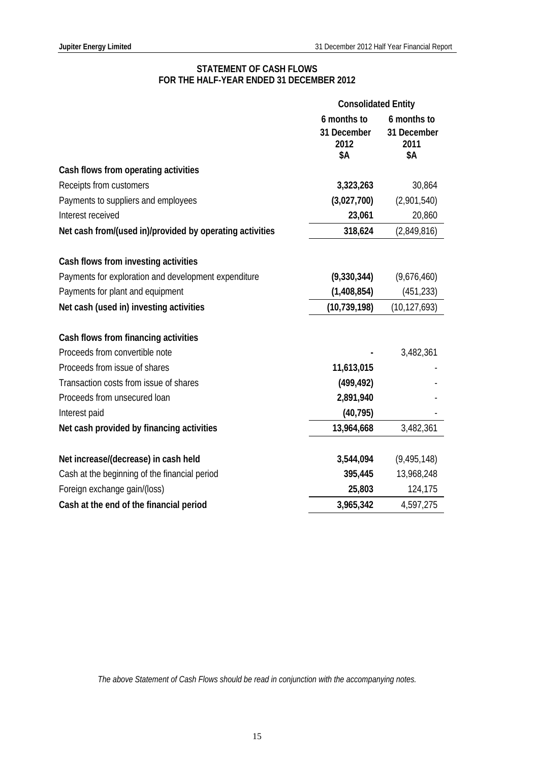# STATEMENT OF CASH FLOWS
## FOR THE HALF-YEAR ENDED 31 DECEMBER 2012

| | Consolidated Entity | |
|---|---|---|
| | 6 months to 31 December 2012 $A | 6 months to 31 December 2011 $A |
| **Cash flows from operating activities** | | |
| Receipts from customers | **3,323,263** | 30,864 |
| Payments to suppliers and employees | **(3,027,700)** | (2,901,540) |
| Interest received | **23,061** | 20,860 |
| **Net cash from/(used in)/provided by operating activities** | **318,624** | (2,849,816) |
| | | |
| **Cash flows from investing activities** | | |
| Payments for exploration and development expenditure | **(9,330,344)** | (9,676,460) |
| Payments for plant and equipment | **(1,408,854)** | (451,233) |
| **Net cash (used in) investing activities** | **(10,739,198)** | (10,127,693) |
| | | |
| **Cash flows from financing activities** | | |
| Proceeds from convertible note | **-** | 3,482,361 |
| Proceeds from issue of shares | **11,613,015** | - |
| Transaction costs from issue of shares | **(499,492)** | - |
| Proceeds from unsecured loan | **2,891,940** | - |
| Interest paid | **(40,795)** | - |
| **Net cash provided by financing activities** | **13,964,668** | 3,482,361 |
| | | |
| **Net increase/(decrease) in cash held** | **3,544,094** | (9,495,148) |
| Cash at the beginning of the financial period | **395,445** | 13,968,248 |
| Foreign exchange gain/(loss) | **25,803** | 124,175 |
| **Cash at the end of the financial period** | **3,965,342** | 4,597,275 |

*The above Statement of Cash Flows should be read in conjunction with the accompanying notes.*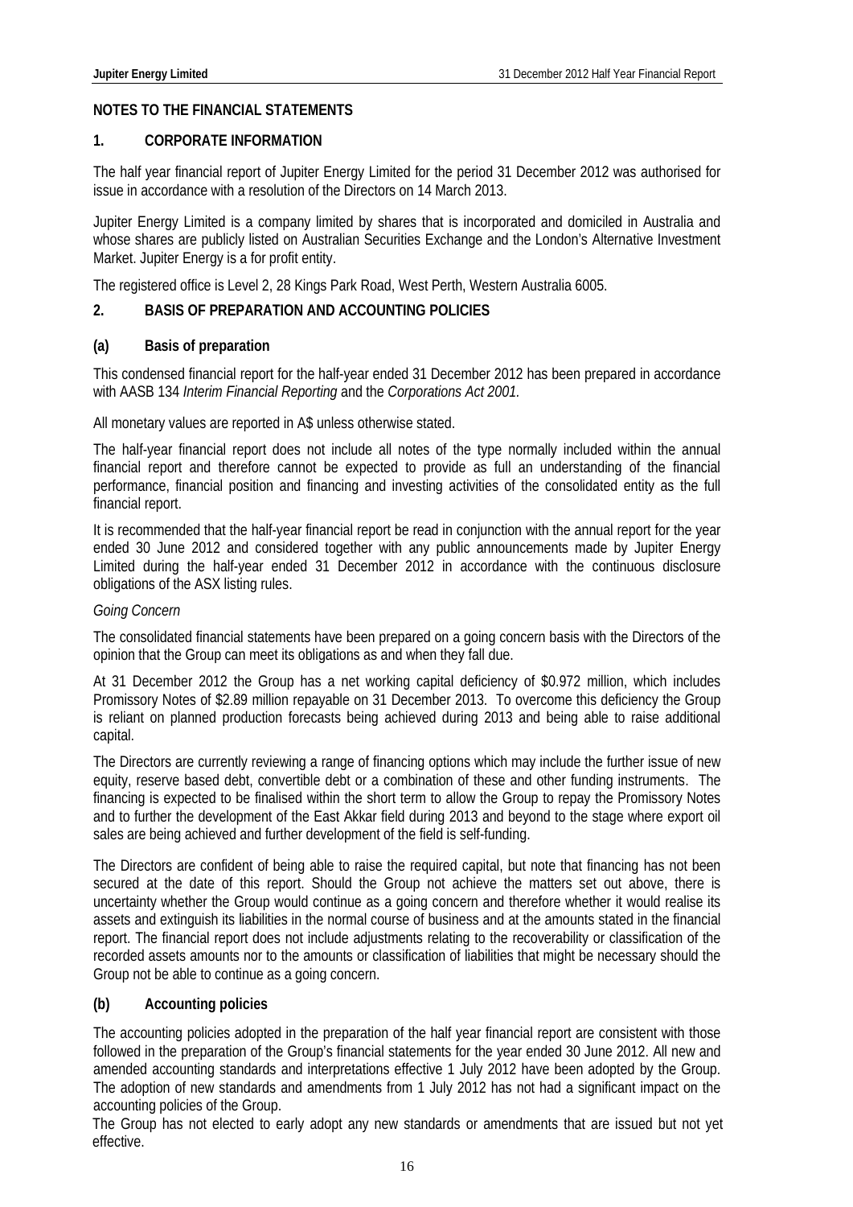## NOTES TO THE FINANCIAL STATEMENTS

### 1. CORPORATE INFORMATION

The half year financial report of Jupiter Energy Limited for the period 31 December 2012 was authorised for issue in accordance with a resolution of the Directors on 14 March 2013.

Jupiter Energy Limited is a company limited by shares that is incorporated and domiciled in Australia and whose shares are publicly listed on Australian Securities Exchange and the London's Alternative Investment Market. Jupiter Energy is a for profit entity.

The registered office is Level 2, 28 Kings Park Road, West Perth, Western Australia 6005.

### 2. BASIS OF PREPARATION AND ACCOUNTING POLICIES

#### (a) Basis of preparation

This condensed financial report for the half-year ended 31 December 2012 has been prepared in accordance with AASB 134 *Interim Financial Reporting* and the *Corporations Act 2001.*

All monetary values are reported in A$ unless otherwise stated.

The half-year financial report does not include all notes of the type normally included within the annual financial report and therefore cannot be expected to provide as full an understanding of the financial performance, financial position and financing and investing activities of the consolidated entity as the full financial report.

It is recommended that the half-year financial report be read in conjunction with the annual report for the year ended 30 June 2012 and considered together with any public announcements made by Jupiter Energy Limited during the half-year ended 31 December 2012 in accordance with the continuous disclosure obligations of the ASX listing rules.

*Going Concern*

The consolidated financial statements have been prepared on a going concern basis with the Directors of the opinion that the Group can meet its obligations as and when they fall due.

At 31 December 2012 the Group has a net working capital deficiency of $0.972 million, which includes Promissory Notes of $2.89 million repayable on 31 December 2013. To overcome this deficiency the Group is reliant on planned production forecasts being achieved during 2013 and being able to raise additional capital.

The Directors are currently reviewing a range of financing options which may include the further issue of new equity, reserve based debt, convertible debt or a combination of these and other funding instruments. The financing is expected to be finalised within the short term to allow the Group to repay the Promissory Notes and to further the development of the East Akkar field during 2013 and beyond to the stage where export oil sales are being achieved and further development of the field is self-funding.

The Directors are confident of being able to raise the required capital, but note that financing has not been secured at the date of this report. Should the Group not achieve the matters set out above, there is uncertainty whether the Group would continue as a going concern and therefore whether it would realise its assets and extinguish its liabilities in the normal course of business and at the amounts stated in the financial report. The financial report does not include adjustments relating to the recoverability or classification of the recorded assets amounts nor to the amounts or classification of liabilities that might be necessary should the Group not be able to continue as a going concern.

#### (b) Accounting policies

The accounting policies adopted in the preparation of the half year financial report are consistent with those followed in the preparation of the Group's financial statements for the year ended 30 June 2012. All new and amended accounting standards and interpretations effective 1 July 2012 have been adopted by the Group. The adoption of new standards and amendments from 1 July 2012 has not had a significant impact on the accounting policies of the Group.

The Group has not elected to early adopt any new standards or amendments that are issued but not yet effective.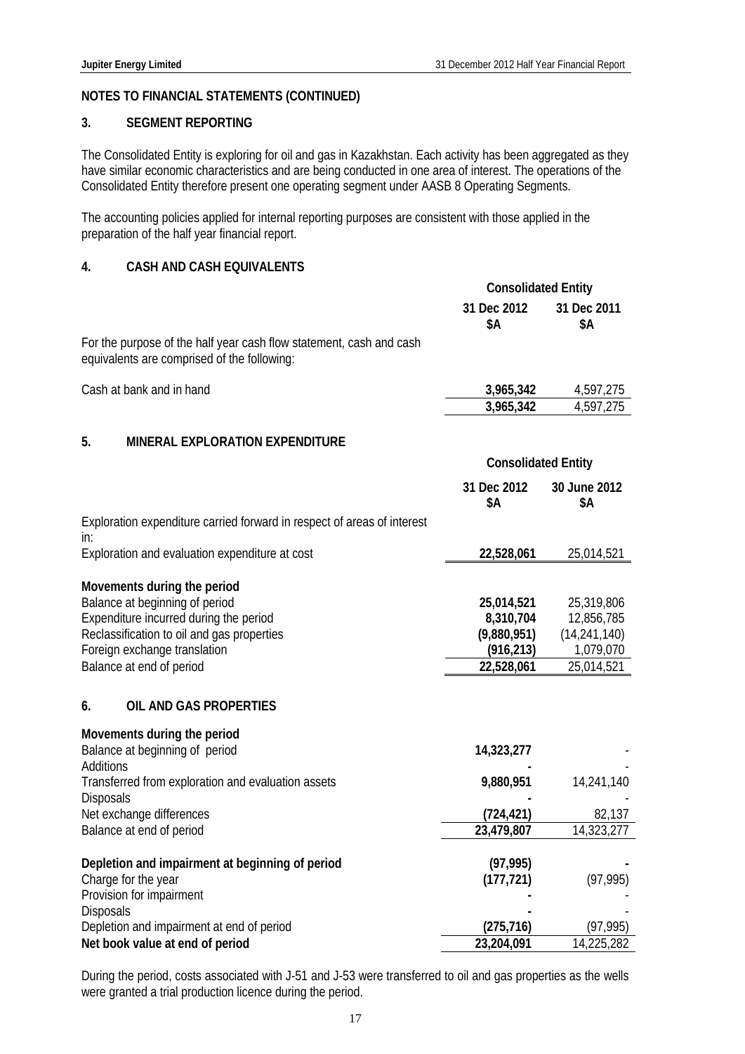## NOTES TO FINANCIAL STATEMENTS (CONTINUED)

### 3. SEGMENT REPORTING

The Consolidated Entity is exploring for oil and gas in Kazakhstan. Each activity has been aggregated as they have similar economic characteristics and are being conducted in one area of interest. The operations of the Consolidated Entity therefore present one operating segment under AASB 8 Operating Segments.

The accounting policies applied for internal reporting purposes are consistent with those applied in the preparation of the half year financial report.

### 4. CASH AND CASH EQUIVALENTS

| | Consolidated Entity | |
|---|---|---|
| | **31 Dec 2012 $A** | **31 Dec 2011 $A** |
| For the purpose of the half year cash flow statement, cash and cash equivalents are comprised of the following: | | |
| Cash at bank and in hand | **3,965,342** | 4,597,275 |
| | **3,965,342** | 4,597,275 |

### 5. MINERAL EXPLORATION EXPENDITURE

| | Consolidated Entity | |
|---|---|---|
| | **31 Dec 2012 $A** | **30 June 2012 $A** |
| Exploration expenditure carried forward in respect of areas of interest in: | | |
| Exploration and evaluation expenditure at cost | **22,528,061** | 25,014,521 |
| **Movements during the period** | | |
| Balance at beginning of period | **25,014,521** | 25,319,806 |
| Expenditure incurred during the period | **8,310,704** | 12,856,785 |
| Reclassification to oil and gas properties | **(9,880,951)** | (14,241,140) |
| Foreign exchange translation | **(916,213)** | 1,079,070 |
| Balance at end of period | **22,528,061** | 25,014,521 |

### 6. OIL AND GAS PROPERTIES

| | 31 Dec 2012 $A | 30 June 2012 $A |
|---|---|---|
| **Movements during the period** | | |
| Balance at beginning of period | **14,323,277** | - |
| Additions | **-** | - |
| Transferred from exploration and evaluation assets | **9,880,951** | 14,241,140 |
| Disposals | **-** | - |
| Net exchange differences | **(724,421)** | 82,137 |
| Balance at end of period | **23,479,807** | 14,323,277 |
| **Depletion and impairment at beginning of period** | **(97,995)** | **-** |
| Charge for the year | **(177,721)** | (97,995) |
| Provision for impairment | **-** | - |
| Disposals | **-** | - |
| Depletion and impairment at end of period | **(275,716)** | (97,995) |
| **Net book value at end of period** | **23,204,091** | 14,225,282 |

During the period, costs associated with J-51 and J-53 were transferred to oil and gas properties as the wells were granted a trial production licence during the period.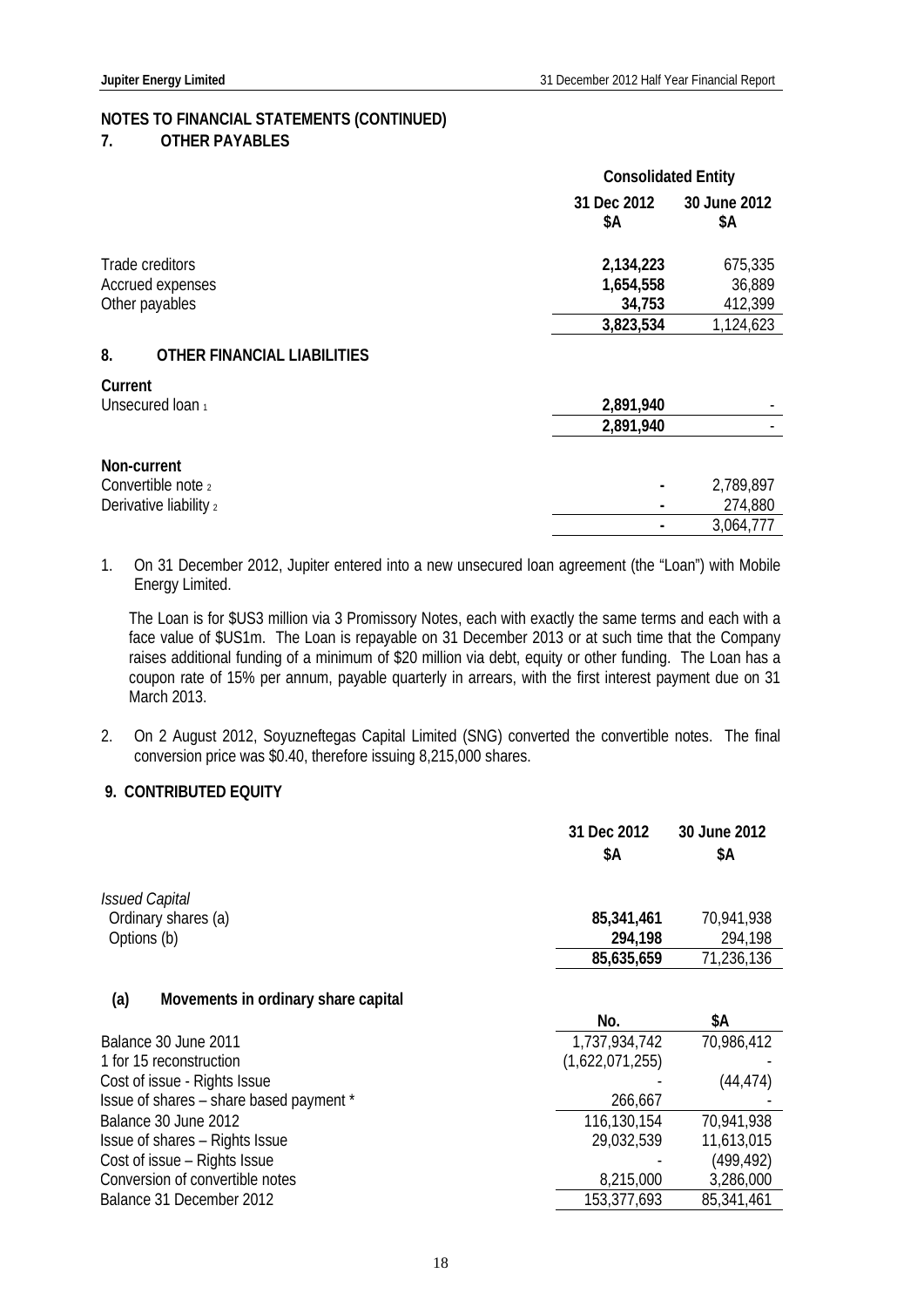## NOTES TO FINANCIAL STATEMENTS (CONTINUED)

## 7. OTHER PAYABLES

| | Consolidated Entity | |
|---|---|---|
| | **31 Dec 2012 $A** | **30 June 2012 $A** |
| Trade creditors | **2,134,223** | 675,335 |
| Accrued expenses | **1,654,558** | 36,889 |
| Other payables | **34,753** | 412,399 |
| | **3,823,534** | 1,124,623 |

## 8. OTHER FINANCIAL LIABILITIES

| | 31 Dec 2012 $A | 30 June 2012 $A |
|---|---|---|
| **Current** | | |
| Unsecured loan [1] | **2,891,940** | - |
| | **2,891,940** | - |
| **Non-current** | | |
| Convertible note [2] | **-** | 2,789,897 |
| Derivative liability [2] | **-** | 274,880 |
| | **-** | 3,064,777 |

1. On 31 December 2012, Jupiter entered into a new unsecured loan agreement (the "Loan") with Mobile Energy Limited.

   The Loan is for $US3 million via 3 Promissory Notes, each with exactly the same terms and each with a face value of $US1m. The Loan is repayable on 31 December 2013 or at such time that the Company raises additional funding of a minimum of $20 million via debt, equity or other funding. The Loan has a coupon rate of 15% per annum, payable quarterly in arrears, with the first interest payment due on 31 March 2013.

2. On 2 August 2012, Soyuzneftegas Capital Limited (SNG) converted the convertible notes. The final conversion price was $0.40, therefore issuing 8,215,000 shares.

## 9. CONTRIBUTED EQUITY

| | 31 Dec 2012 $A | 30 June 2012 $A |
|---|---|---|
| *Issued Capital* | | |
| Ordinary shares (a) | **85,341,461** | 70,941,938 |
| Options (b) | **294,198** | 294,198 |
| | **85,635,659** | 71,236,136 |

### (a) Movements in ordinary share capital

| | No. | $A |
|---|---|---|
| Balance 30 June 2011 | 1,737,934,742 | 70,986,412 |
| 1 for 15 reconstruction | (1,622,071,255) | - |
| Cost of issue - Rights Issue | - | (44,474) |
| Issue of shares – share based payment * | 266,667 | - |
| Balance 30 June 2012 | 116,130,154 | 70,941,938 |
| Issue of shares – Rights Issue | 29,032,539 | 11,613,015 |
| Cost of issue – Rights Issue | - | (499,492) |
| Conversion of convertible notes | 8,215,000 | 3,286,000 |
| Balance 31 December 2012 | 153,377,693 | 85,341,461 |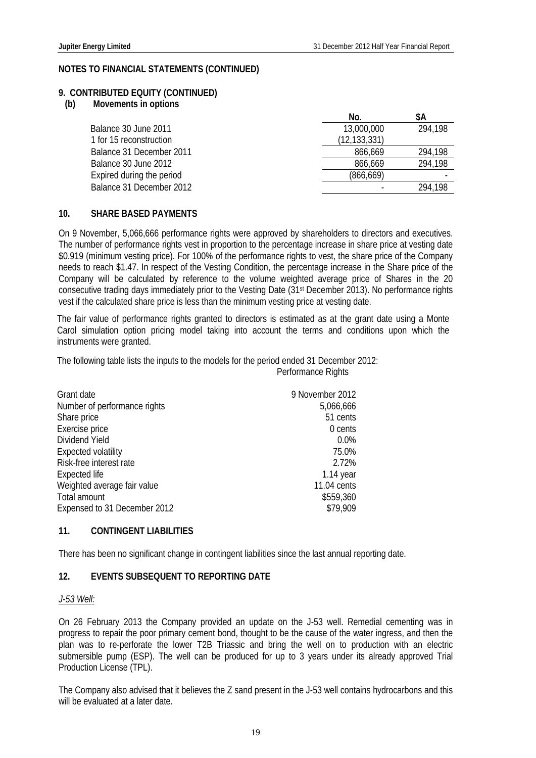## NOTES TO FINANCIAL STATEMENTS (CONTINUED)

### 9. CONTRIBUTED EQUITY (CONTINUED)

**(b) Movements in options**

| | No. | $A |
|---|---|---|
| Balance 30 June 2011 | 13,000,000 | 294,198 |
| 1 for 15 reconstruction | (12,133,331) | |
| Balance 31 December 2011 | 866,669 | 294,198 |
| Balance 30 June 2012 | 866,669 | 294,198 |
| Expired during the period | (866,669) | - |
| Balance 31 December 2012 | - | 294,198 |

### 10. SHARE BASED PAYMENTS

On 9 November, 5,066,666 performance rights were approved by shareholders to directors and executives. The number of performance rights vest in proportion to the percentage increase in share price at vesting date $0.919 (minimum vesting price). For 100% of the performance rights to vest, the share price of the Company needs to reach $1.47. In respect of the Vesting Condition, the percentage increase in the Share price of the Company will be calculated by reference to the volume weighted average price of Shares in the 20 consecutive trading days immediately prior to the Vesting Date (31st December 2013). No performance rights vest if the calculated share price is less than the minimum vesting price at vesting date.

The fair value of performance rights granted to directors is estimated as at the grant date using a Monte Carol simulation option pricing model taking into account the terms and conditions upon which the instruments were granted.

The following table lists the inputs to the models for the period ended 31 December 2012:

| | Performance Rights |
|---|---|
| Grant date | 9 November 2012 |
| Number of performance rights | 5,066,666 |
| Share price | 51 cents |
| Exercise price | 0 cents |
| Dividend Yield | 0.0% |
| Expected volatility | 75.0% |
| Risk-free interest rate | 2.72% |
| Expected life | 1.14 year |
| Weighted average fair value | 11.04 cents |
| Total amount | $559,360 |
| Expensed to 31 December 2012 | $79,909 |

### 11. CONTINGENT LIABILITIES

There has been no significant change in contingent liabilities since the last annual reporting date.

### 12. EVENTS SUBSEQUENT TO REPORTING DATE

*J-53 Well:*

On 26 February 2013 the Company provided an update on the J-53 well. Remedial cementing was in progress to repair the poor primary cement bond, thought to be the cause of the water ingress, and then the plan was to re-perforate the lower T2B Triassic and bring the well on to production with an electric submersible pump (ESP). The well can be produced for up to 3 years under its already approved Trial Production License (TPL).

The Company also advised that it believes the Z sand present in the J-53 well contains hydrocarbons and this will be evaluated at a later date.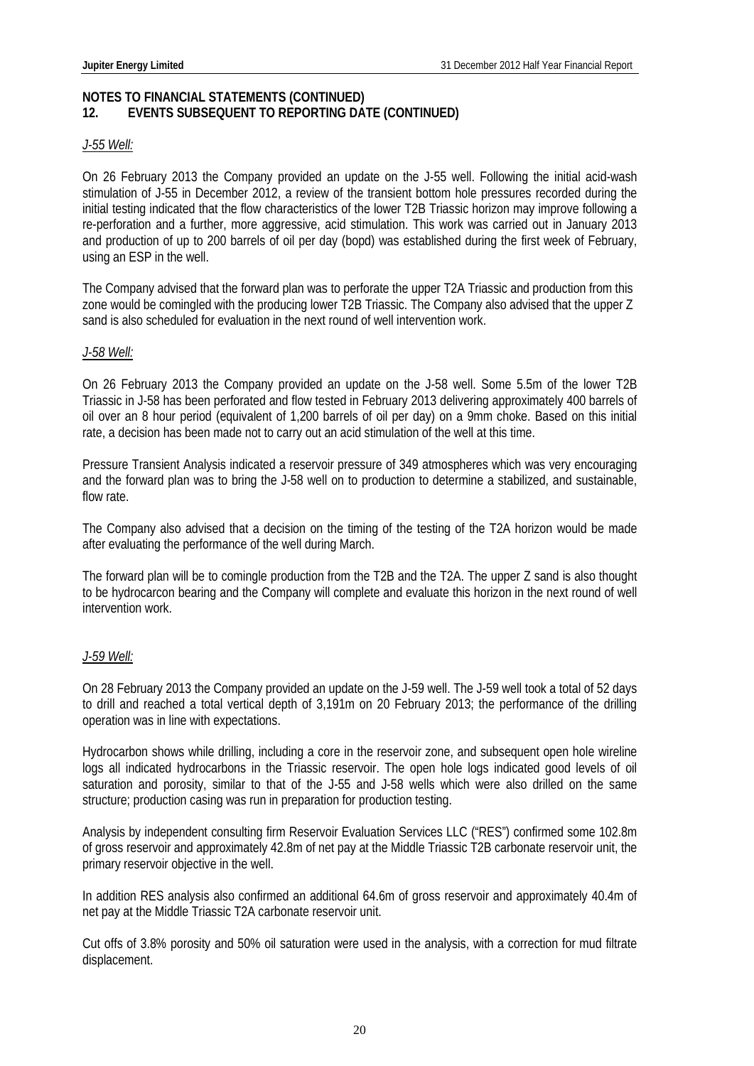## NOTES TO FINANCIAL STATEMENTS (CONTINUED)

## 12. EVENTS SUBSEQUENT TO REPORTING DATE (CONTINUED)

*J-55 Well:*

On 26 February 2013 the Company provided an update on the J-55 well. Following the initial acid-wash stimulation of J-55 in December 2012, a review of the transient bottom hole pressures recorded during the initial testing indicated that the flow characteristics of the lower T2B Triassic horizon may improve following a re-perforation and a further, more aggressive, acid stimulation. This work was carried out in January 2013 and production of up to 200 barrels of oil per day (bopd) was established during the first week of February, using an ESP in the well.

The Company advised that the forward plan was to perforate the upper T2A Triassic and production from this zone would be comingled with the producing lower T2B Triassic. The Company also advised that the upper Z sand is also scheduled for evaluation in the next round of well intervention work.

*J-58 Well:*

On 26 February 2013 the Company provided an update on the J-58 well. Some 5.5m of the lower T2B Triassic in J-58 has been perforated and flow tested in February 2013 delivering approximately 400 barrels of oil over an 8 hour period (equivalent of 1,200 barrels of oil per day) on a 9mm choke. Based on this initial rate, a decision has been made not to carry out an acid stimulation of the well at this time.

Pressure Transient Analysis indicated a reservoir pressure of 349 atmospheres which was very encouraging and the forward plan was to bring the J-58 well on to production to determine a stabilized, and sustainable, flow rate.

The Company also advised that a decision on the timing of the testing of the T2A horizon would be made after evaluating the performance of the well during March.

The forward plan will be to comingle production from the T2B and the T2A. The upper Z sand is also thought to be hydrocarcon bearing and the Company will complete and evaluate this horizon in the next round of well intervention work.

*J-59 Well:*

On 28 February 2013 the Company provided an update on the J-59 well. The J-59 well took a total of 52 days to drill and reached a total vertical depth of 3,191m on 20 February 2013; the performance of the drilling operation was in line with expectations.

Hydrocarbon shows while drilling, including a core in the reservoir zone, and subsequent open hole wireline logs all indicated hydrocarbons in the Triassic reservoir. The open hole logs indicated good levels of oil saturation and porosity, similar to that of the J-55 and J-58 wells which were also drilled on the same structure; production casing was run in preparation for production testing.

Analysis by independent consulting firm Reservoir Evaluation Services LLC ("RES") confirmed some 102.8m of gross reservoir and approximately 42.8m of net pay at the Middle Triassic T2B carbonate reservoir unit, the primary reservoir objective in the well.

In addition RES analysis also confirmed an additional 64.6m of gross reservoir and approximately 40.4m of net pay at the Middle Triassic T2A carbonate reservoir unit.

Cut offs of 3.8% porosity and 50% oil saturation were used in the analysis, with a correction for mud filtrate displacement.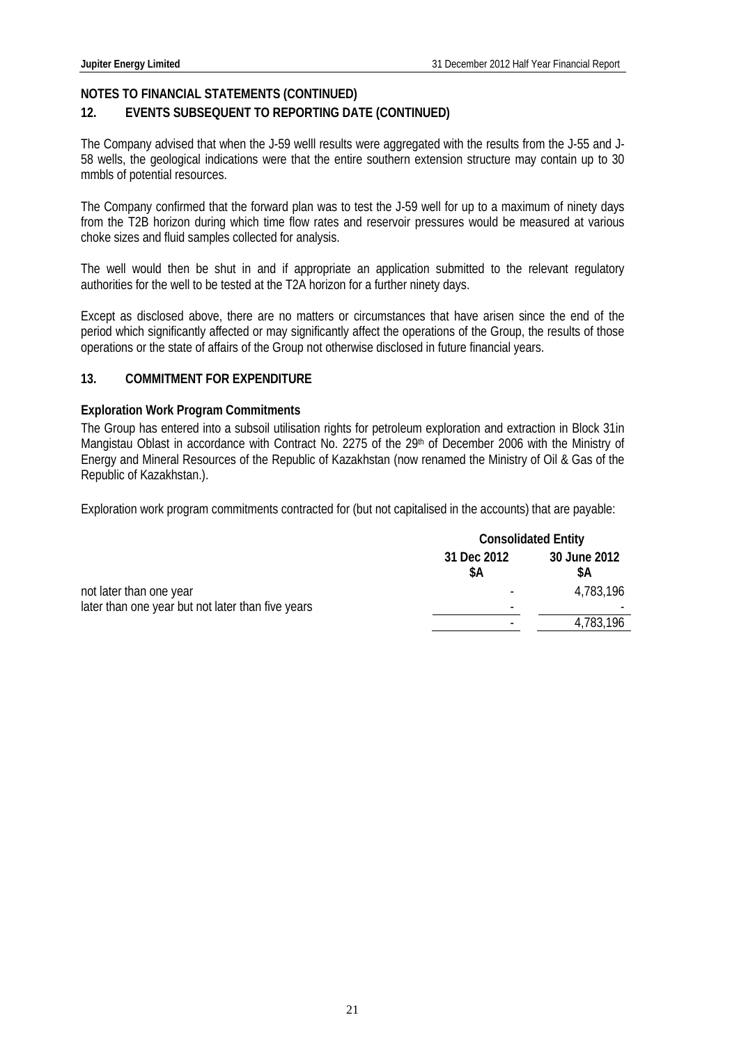## NOTES TO FINANCIAL STATEMENTS (CONTINUED)

## 12. EVENTS SUBSEQUENT TO REPORTING DATE (CONTINUED)

The Company advised that when the J-59 welll results were aggregated with the results from the J-55 and J-58 wells, the geological indications were that the entire southern extension structure may contain up to 30 mmbls of potential resources.

The Company confirmed that the forward plan was to test the J-59 well for up to a maximum of ninety days from the T2B horizon during which time flow rates and reservoir pressures would be measured at various choke sizes and fluid samples collected for analysis.

The well would then be shut in and if appropriate an application submitted to the relevant regulatory authorities for the well to be tested at the T2A horizon for a further ninety days.

Except as disclosed above, there are no matters or circumstances that have arisen since the end of the period which significantly affected or may significantly affect the operations of the Group, the results of those operations or the state of affairs of the Group not otherwise disclosed in future financial years.

## 13. COMMITMENT FOR EXPENDITURE

**Exploration Work Program Commitments**

The Group has entered into a subsoil utilisation rights for petroleum exploration and extraction in Block 31in Mangistau Oblast in accordance with Contract No. 2275 of the 29th of December 2006 with the Ministry of Energy and Mineral Resources of the Republic of Kazakhstan (now renamed the Ministry of Oil & Gas of the Republic of Kazakhstan.).

Exploration work program commitments contracted for (but not capitalised in the accounts) that are payable:

| | Consolidated Entity | |
|---|---|---|
| | 31 Dec 2012 $A | 30 June 2012 $A |
| not later than one year | - | 4,783,196 |
| later than one year but not later than five years | - | - |
| | - | 4,783,196 |